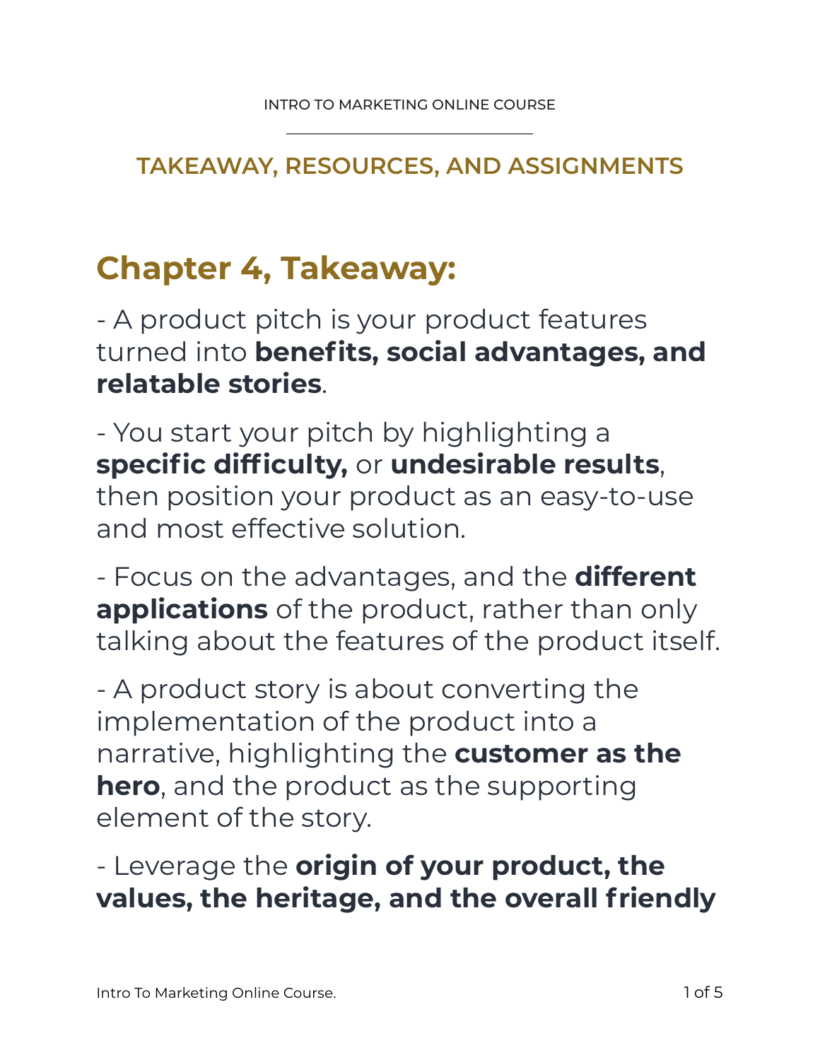## TAKEAWAY, RESOURCES, AND ASSIGNMENTS

# Chapter 4, Takeaway:

- A product pitch is your product features turned into **benefits, social advantages, and relatable stories**.

- You start your pitch by highlighting a **specific difficulty,** or **undesirable results**, then position your product as an easy-to-use and most effective solution.

- Focus on the advantages, and the **different applications** of the product, rather than only talking about the features of the product itself.

- A product story is about converting the implementation of the product into a narrative, highlighting the **customer as the hero**, and the product as the supporting element of the story.

- Leverage the **origin of your product, the values, the heritage, and the overall friendly**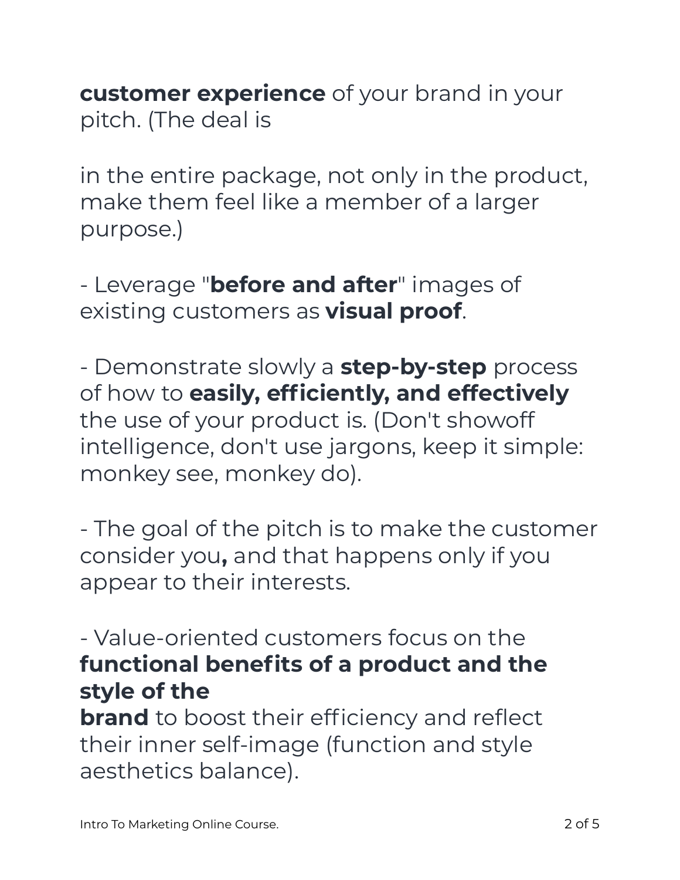**customer experience** of your brand in your pitch. (The deal is

in the entire package, not only in the product, make them feel like a member of a larger purpose.)

- Leverage "**before and after**" images of existing customers as **visual proof**.

- Demonstrate slowly a **step-by-step** process of how to **easily, efficiently, and effectively** the use of your product is. (Don't showoff intelligence, don't use jargons, keep it simple: monkey see, monkey do).

- The goal of the pitch is to make the customer consider you**,** and that happens only if you appear to their interests.

- Value-oriented customers focus on the **functional benefits of a product and the style of the brand** to boost their efficiency and reflect their inner self-image (function and style aesthetics balance).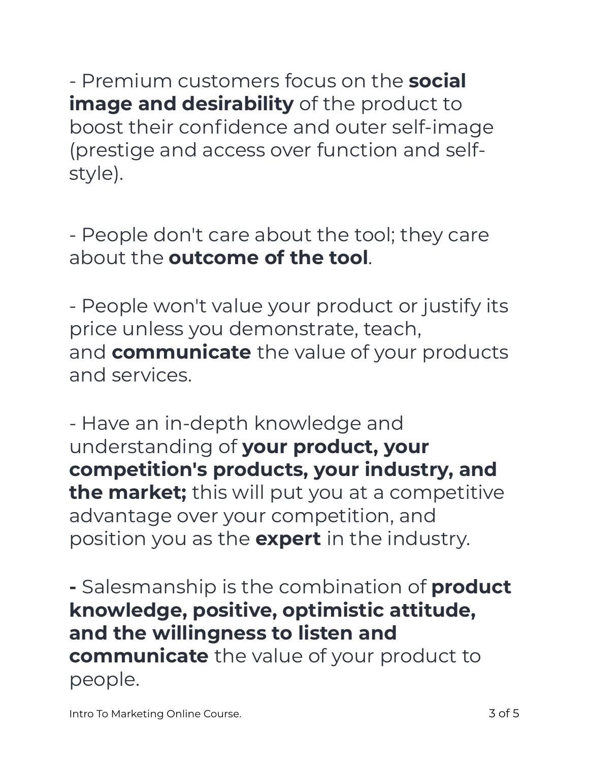- Premium customers focus on the **social image and desirability** of the product to boost their confidence and outer self-image (prestige and access over function and self-style).

- People don't care about the tool; they care about the **outcome of the tool**.

- People won't value your product or justify its price unless you demonstrate, teach, and **communicate** the value of your products and services.

- Have an in-depth knowledge and understanding of **your product, your competition's products, your industry, and the market;** this will put you at a competitive advantage over your competition, and position you as the **expert** in the industry.

**-** Salesmanship is the combination of **product knowledge, positive, optimistic attitude, and the willingness to listen and communicate** the value of your product to people.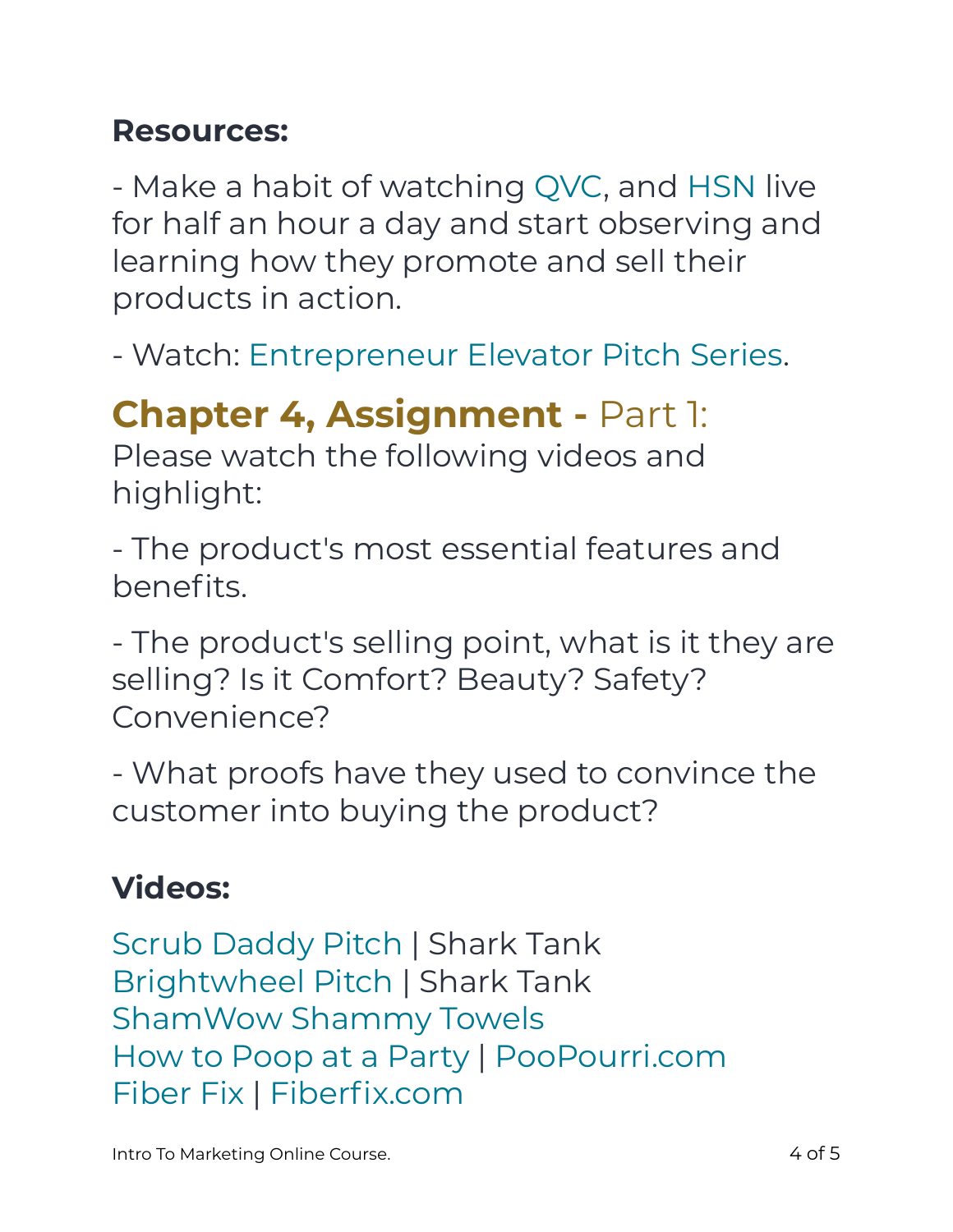**Resources:**

- Make a habit of watching QVC, and HSN live for half an hour a day and start observing and learning how they promote and sell their products in action.

- Watch: Entrepreneur Elevator Pitch Series.

## **Chapter 4, Assignment -** Part 1:

Please watch the following videos and highlight:

- The product's most essential features and benefits.

- The product's selling point, what is it they are selling? Is it Comfort? Beauty? Safety? Convenience?

- What proofs have they used to convince the customer into buying the product?

**Videos:**

Scrub Daddy Pitch | Shark Tank
Brightwheel Pitch | Shark Tank
ShamWow Shammy Towels
How to Poop at a Party | PooPourri.com
Fiber Fix | Fiberfix.com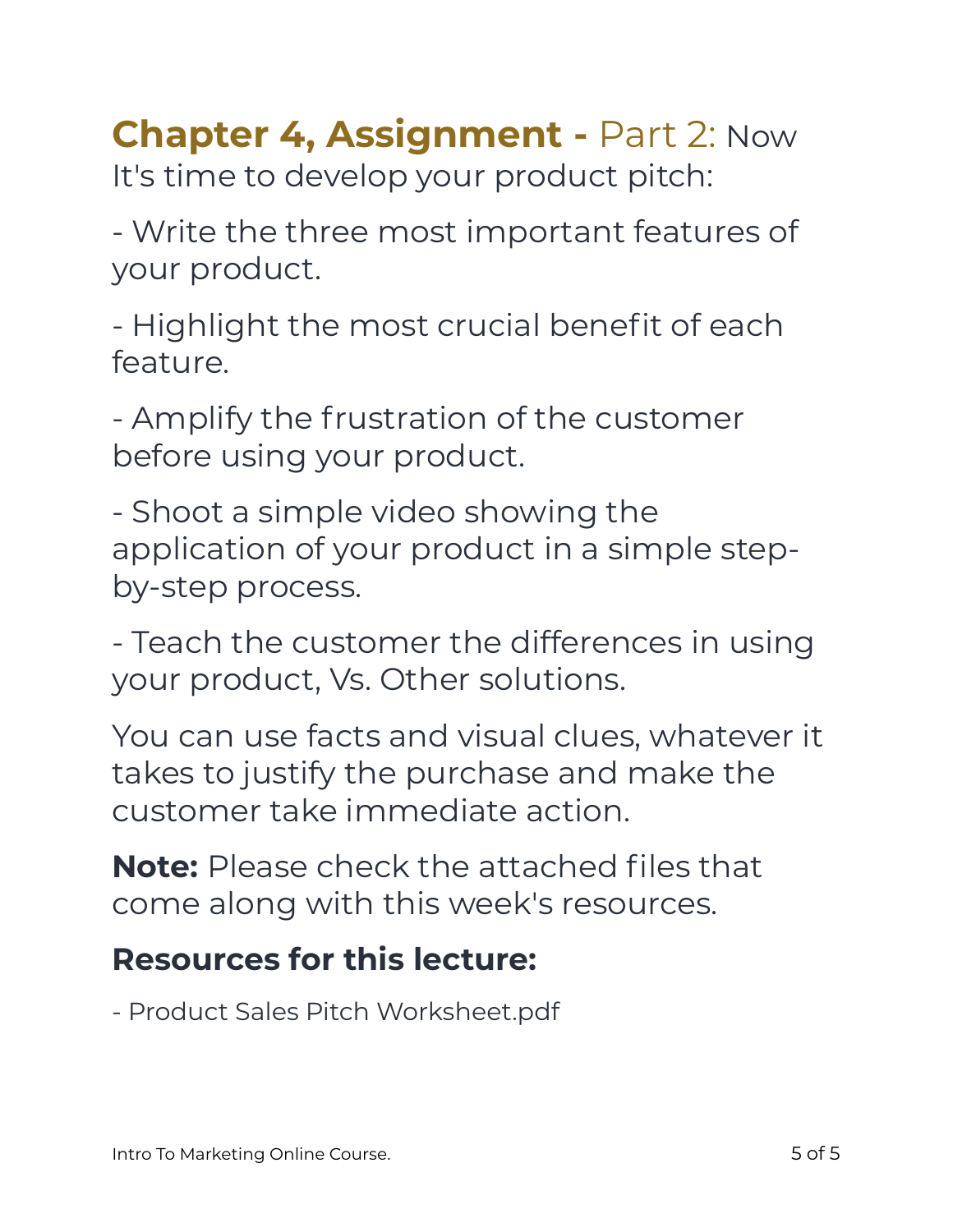## **Chapter 4, Assignment -** Part 2: Now It's time to develop your product pitch:

- Write the three most important features of your product.

- Highlight the most crucial benefit of each feature.

- Amplify the frustration of the customer before using your product.

- Shoot a simple video showing the application of your product in a simple step-by-step process.

- Teach the customer the differences in using your product, Vs. Other solutions.

You can use facts and visual clues, whatever it takes to justify the purchase and make the customer take immediate action.

**Note:** Please check the attached files that come along with this week's resources.

### **Resources for this lecture:**

- Product Sales Pitch Worksheet.pdf